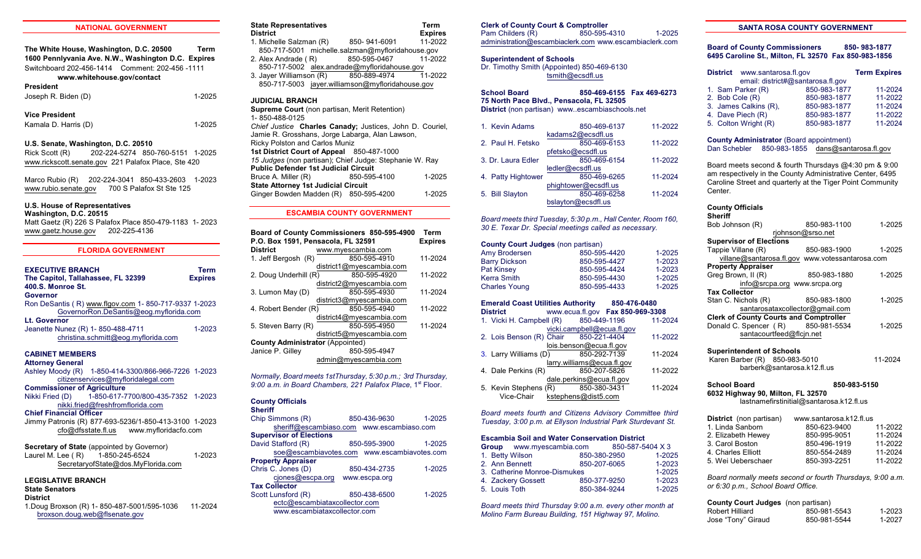## NATIONAL GOVERNMENT

**The White House, Washington, D.C. 20500 Term**
**1600 Pennlyvania Ave. N.W., Washington D.C. Expires**
Switchboard 202-456-1414 Comment: 202-456 -1111
**www.whitehouse.gov/contact**

**President**
Joseph R. Biden (D) 1-2025

**Vice President**
Kamala D. Harris (D) 1-2025

**U.S. Senate, Washington, D.C. 20510**
Rick Scott (R) 202-224-5274 850-760-5151 1-2025
www.rickscott.senate.gov 221 Palafox Place, Ste 420

Marco Rubio (R) 202-224-3041 850-433-2603 1-2023
www.rubio.senate.gov 700 S Palafox St Ste 125

**U.S. House of Representatives**
**Washington, D.C. 20515**
Matt Gaetz (R) 226 S Palafox Place 850-479-1183 1- 2023
www.gaetz.house.gov 202-225-4136

## FLORIDA GOVERNMENT

**EXECUTIVE BRANCH Term**
**The Capitol, Tallahassee, FL 32399 Expires**
**400.S. Monroe St.**

**Governor**
Ron DeSantis ( R) www.flgov.com 1- 850-717-9337 1-2023
GovernorRon.DeSantis@eog.myflorida.com

**Lt. Governor**
Jeanette Nunez (R) 1- 850-488-4711 1-2023
christina.schmitt@eog.myflorida.com

**CABINET MEMBERS**

**Attorney General**
Ashley Moody (R) 1-850-414-3300/866-966-7226 1-2023
citizenservices@myfloridalegal.com

**Commissioner of Agriculture**
Nikki Fried (D) 1-850-617-7700/800-435-7352 1-2023
nikki.fried@freshfromflorida.com

**Chief Financial Officer**
Jimmy Patronis (R) 877-693-5236/1-850-413-3100 1-2023
cfo@dfsstate.fl.us www.myfloridacfo.com

**Secretary of State** (appointed by Governor)
Laurel M. Lee ( R) 1-850-245-6524 1-2023
SecretaryofState@dos.MyFlorida.com

**LEGISLATIVE BRANCH**

**State Senators**

**District**
1.Doug Broxson (R) 1- 850-487-5001/595-1036 11-2024
broxson.doug.web@flsenate.gov

**State Representatives Term**
**District Expires**
1. Michelle Salzman (R) 850- 941-6091 11-2022
850-717-5001 michelle.salzman@myfloridahouse.gov
2. Alex Andrade ( R) 850-595-0467 11-2022
850-717-5002 alex.andrade@myfloridahouse.gov
3. Jayer Williamson (R) 850-889-4974 11-2022
850-717-5003 jayer.williamson@myfloridahouse.gov

**JUDICIAL BRANCH**

**Supreme Court** (non partisan, Merit Retention)
1- 850-488-0125
*Chief Justice* **Charles Canady;** Justices, John D. Couriel, Jamie R. Grosshans, Jorge Labarga, Alan Lawson, Ricky Polston and Carlos Muniz

**1st District Court of Appeal** 850-487-1000
*15 Judges* (non partisan); Chief Judge: Stephanie W. Ray

**Public Defender 1st Judicial Circuit**
Bruce A. Miller (R) 850-595-4100 1-2025

**State Attorney 1st Judicial Circuit**
Ginger Bowden Madden (R) 850-595-4200 1-2025

## ESCAMBIA COUNTY GOVERNMENT

**Board of County Commissioners 850-595-4900 Term**
**P.O. Box 1591, Pensacola, FL 32591 Expires**

| District | Phone / Email | Term Expires |
|---|---|---|
| 1. Jeff Bergosh (R) | 850-595-4910 district1@myescambia.com | 11-2024 |
| 2. Doug Underhill (R) | 850-595-4920 district2@myescambia.com | 11-2022 |
| 3. Lumon May (D) | 850-595-4930 district3@myescambia.com | 11-2024 |
| 4. Robert Bender (R) | 850-595-4940 district4@myescambia.com | 11-2022 |
| 5. Steven Barry (R) | 850-595-4950 district5@myescambia.com | 11-2024 |

www.myescambia.com

**County Administrator** (Appointed)
Janice P. Gilley 850-595-4947
admin@myescambia.com

*Normally, Board meets 1stThursday, 5:30 p.m.; 3rd Thursday, 9:00 a.m. in Board Chambers, 221 Palafox Place, 1st Floor.*

**County Officials**

**Sheriff**
Chip Simmons (R) 850-436-9630 1-2025
sheriff@escambiaso.com www.escambiaso.com

**Supervisor of Elections**
David Stafford (R) 850-595-3900 1-2025
soe@escambiavotes.com www.escambiavotes.com

**Property Appraiser**
Chris C. Jones (D) 850-434-2735 1-2025
cjones@escpa.org www.escpa.org

**Tax Collector**
Scott Lunsford (R) 850-438-6500 1-2025
ectc@escambiataxcollector.com
www.escambiataxcollector.com

**Clerk of County Court & Comptroller**
Pam Childers (R) 850-595-4310 1-2025
administration@escambiaclerk.com www.escambiaclerk.com

**Superintendent of Schools**
Dr. Timothy Smith (Appointed) 850-469-6130
tsmith@ecsdfl.us

**School Board 850-469-6155 Fax 469-6273**
**75 North Pace Blvd., Pensacola, FL 32505**
**District** (non partisan) www..escambiaschools.net

| District | Phone / Email | Term Expires |
|---|---|---|
| 1. Kevin Adams | 850-469-6137 kadams2@ecsdfl.us | 11-2022 |
| 2. Paul H. Fetsko | 850-469-6153 pfetsko@ecsdfl.us | 11-2022 |
| 3. Dr. Laura Edler | 850-469-6154 ledler@ecsdfl.us | 11-2022 |
| 4. Patty Hightower | 850-469-6265 phightower@ecsdfl.us | 11-2024 |
| 5. Bill Slayton | 850-469-6258 bslayton@ecsdfl.us | 11-2024 |

*Board meets third Tuesday, 5:30 p.m., Hall Center, Room 160, 30 E. Texar Dr. Special meetings called as necessary.*

**County Court Judges** (non partisan)

| Name | Phone | Term |
|---|---|---|
| Amy Brodersen | 850-595-4420 | 1-2025 |
| Barry Dickson | 850-595-4427 | 1-2023 |
| Pat Kinsey | 850-595-4424 | 1-2023 |
| Kerra Smith | 850-595-4430 | 1-2025 |
| Charles Young | 850-595-4433 | 1-2025 |

**Emerald Coast Utilities Authority 850-476-0480**
**District** www.ecua.fl.gov **Fax 850-969-3308**

| District | Phone / Email | Term |
|---|---|---|
| 1. Vicki H. Campbell (R) | 850-449-1196 vicki.campbell@ecua.fl.gov | 11-2024 |
| 2. Lois Benson (R) Chair | 850-221-4404 lois.benson@ecua.fl.gov | 11-2022 |
| 3. Larry Williams (D) | 850-292-7139 larry.williams@ecua.fl.gov | 11-2024 |
| 4. Dale Perkins (R) | 850-207-5826 dale.perkins@ecua.fl.gov | 11-2022 |
| 5. Kevin Stephens (R) Vice-Chair | 850-380-3431 kstephens@dist5.com | 11-2024 |

*Board meets fourth and Citizens Advisory Committee third Tuesday, 3:00 p.m. at Ellyson Industrial Park Sturdevant St.*

**Escambia Soil and Water Conservation District**
**Group** www.myescambia.com 850-587-5404 X 3

| Group | Phone | Term |
|---|---|---|
| 1. Betty Wilson | 850-380-2950 | 1-2025 |
| 2. Ann Bennett | 850-207-6065 | 1-2023 |
| 3. Catherine Monroe-Dismukes | | 1-2025 |
| 4. Zackery Gossett | 850-377-9250 | 1-2023 |
| 5. Louis Toth | 850-384-9244 | 1-2025 |

*Board meets third Thursday 9:00 a.m. every other month at Molino Farm Bureau Building, 151 Highway 97, Molino.*

## SANTA ROSA COUNTY GOVERNMENT

**Board of County Commissioners 850- 983-1877**
**6495 Caroline St., Milton, FL 32570 Fax 850-983-1856**

**District** www.santarosa.fl.gov **Term Expires**
email: district#@santarosa.fl.gov

| District | Phone | Term Expires |
|---|---|---|
| 1. Sam Parker (R) | 850-983-1877 | 11-2024 |
| 2. Bob Cole (R) | 850-983-1877 | 11-2022 |
| 3. James Calkins (R), | 850-983-1877 | 11-2024 |
| 4. Dave Piech (R) | 850-983-1877 | 11-2022 |
| 5. Colton Wright (R) | 850-983-1877 | 11-2024 |

**County Administrator** (Board appointment)
Dan Schebler 850-983-1855 dans@santarosa.fl.gov

Board meets second & fourth Thursdays @4:30 pm & 9:00 am respectively in the County Administrative Center, 6495 Caroline Street and quarterly at the Tiger Point Community Center.

**County Officials**

**Sheriff**
Bob Johnson (R) 850-983-1100 1-2025
rjohnson@srso.net

**Supervisor of Elections**
Tappie Villane (R) 850-983-1900 1-2025
villane@santarosa.fl.gov www.votessantarosa.com

**Property Appraiser**
Greg Brown, II (R) 850-983-1880 1-2025
info@srpa.org www.srpa.org

**Tax Collector**
Stan C. Nichols (R) 850-983-1800 1-2025
santarosataxcollector@gmail.com

**Clerk of County Courts and Comptroller**
Donald C. Spencer ( R) 850-981-5534 1-2025
santacourtfeed@flcjn.net

**Superintendent of Schools**
Karen Barber (R) 850-983-5010 11-2024
barberk@santarosa.k12.fl.us

**School Board 850-983-5150**
**6032 Highway 90, Milton, FL 32570**
lastnamefirstinitial@santarosa.k12.fl.us

| District (non partisan) | www.santarosa.k12.fl.us | |
|---|---|---|
| 1. Linda Sanborn | 850-623-9400 | 11-2022 |
| 2. Elizabeth Hewey | 850-995-9051 | 11-2024 |
| 3. Carol Boston | 850-496-1919 | 11-2022 |
| 4. Charles Elliott | 850-554-2489 | 11-2024 |
| 5. Wei Ueberschaer | 850-393-2251 | 11-2022 |

*Board normally meets second or fourth Thursdays, 9:00 a.m. or 6:30 p.m., School Board Office.*

**County Court Judges** (non partisan)

| Name | Phone | Term |
|---|---|---|
| Robert Hilliard | 850-981-5543 | 1-2023 |
| Jose "Tony" Giraud | 850-981-5544 | 1-2027 |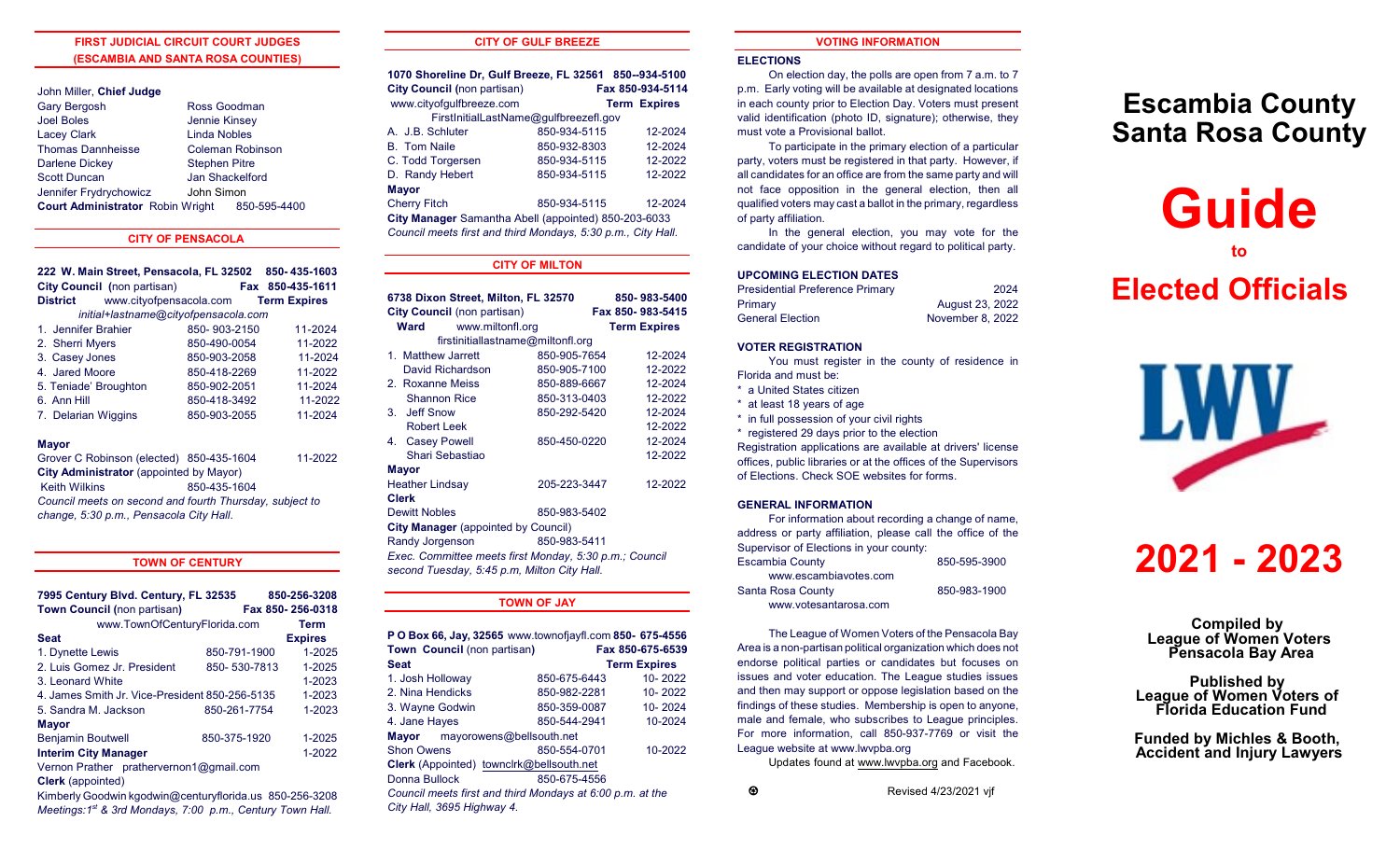## FIRST JUDICIAL CIRCUIT COURT JUDGES (ESCAMBIA AND SANTA ROSA COUNTIES)

John Miller, **Chief Judge**

| | |
|---|---|
| Gary Bergosh | Ross Goodman |
| Joel Boles | Jennie Kinsey |
| Lacey Clark | Linda Nobles |
| Thomas Dannheisse | Coleman Robinson |
| Darlene Dickey | Stephen Pitre |
| Scott Duncan | Jan Shackelford |
| Jennifer Frydrychowicz | John Simon |

**Court Administrator** Robin Wright 850-595-4400

## CITY OF PENSACOLA

**222 W. Main Street, Pensacola, FL 32502 850- 435-1603**
**City Council (**non partisan) **Fax 850-435-1611**
www.cityofpensacola.com
*initial+lastname@cityofpensacola.com*

| District | | Term Expires |
|---|---|---|
| 1. Jennifer Brahier | 850- 903-2150 | 11-2024 |
| 2. Sherri Myers | 850-490-0054 | 11-2022 |
| 3. Casey Jones | 850-903-2058 | 11-2024 |
| 4. Jared Moore | 850-418-2269 | 11-2022 |
| 5. Teniade' Broughton | 850-902-2051 | 11-2024 |
| 6. Ann Hill | 850-418-3492 | 11-2022 |
| 7. Delarian Wiggins | 850-903-2055 | 11-2024 |

**Mayor**
Grover C Robinson (elected) 850-435-1604 11-2022
**City Administrator** (appointed by Mayor)
Keith Wilkins 850-435-1604
*Council meets on second and fourth Thursday, subject to change, 5:30 p.m., Pensacola City Hall.*

## TOWN OF CENTURY

**7995 Century Blvd. Century, FL 32535 850-256-3208**
**Town Council** (non partisan**) Fax 850- 256-0318**
www.TownOfCenturyFlorida.com

| Seat | | Term Expires |
|---|---|---|
| 1. Dynette Lewis | 850-791-1900 | 1-2025 |
| 2. Luis Gomez Jr. President | 850- 530-7813 | 1-2025 |
| 3. Leonard White | | 1-2023 |
| 4. James Smith Jr. Vice-President | 850-256-5135 | 1-2023 |
| 5. Sandra M. Jackson | 850-261-7754 | 1-2023 |
| **Mayor** | | |
| Benjamin Boutwell | 850-375-1920 | 1-2025 |
| **Interim City Manager** | | 1-2022 |

Vernon Prather prathervernon1@gmail.com
**Clerk** (appointed)
Kimberly Goodwin kgodwin@centuryflorida.us 850-256-3208
*Meetings:1st & 3rd Mondays, 7:00 p.m., Century Town Hall.*

## CITY OF GULF BREEZE

**1070 Shoreline Dr, Gulf Breeze, FL 32561 850--934-5100**
**City Council (**non partisan) **Fax 850-934-5114**
www.cityofgulfbreeze.com
FirstInitialLastName@gulfbreezefl.gov

| | | Term Expires |
|---|---|---|
| A. J.B. Schluter | 850-934-5115 | 12-2024 |
| B. Tom Naile | 850-932-8303 | 12-2024 |
| C. Todd Torgersen | 850-934-5115 | 12-2022 |
| D. Randy Hebert | 850-934-5115 | 12-2022 |
| **Mayor** | | |
| Cherry Fitch | 850-934-5115 | 12-2024 |

**City Manager** Samantha Abell (appointed) 850-203-6033
*Council meets first and third Mondays, 5:30 p.m., City Hall.*

## CITY OF MILTON

**6738 Dixon Street, Milton, FL 32570 850- 983-5400**
**City Council** (non partisan) **Fax 850- 983-5415**
www.miltonfl.org
firstinitiallastname@miltonfl.org

| Ward | | Term Expires |
|---|---|---|
| 1. Matthew Jarrett | 850-905-7654 | 12-2024 |
| David Richardson | 850-905-7100 | 12-2022 |
| 2. Roxanne Meiss | 850-889-6667 | 12-2024 |
| Shannon Rice | 850-313-0403 | 12-2022 |
| 3. Jeff Snow | 850-292-5420 | 12-2024 |
| Robert Leek | | 12-2022 |
| 4. Casey Powell | 850-450-0220 | 12-2024 |
| Shari Sebastiao | | 12-2022 |
| **Mayor** | | |
| Heather Lindsay | 205-223-3447 | 12-2022 |
| **Clerk** | | |
| Dewitt Nobles | 850-983-5402 | |
| **City Manager** (appointed by Council) | | |
| Randy Jorgenson | 850-983-5411 | |

*Exec. Committee meets first Monday, 5:30 p.m.; Council second Tuesday, 5:45 p.m, Milton City Hall.*

## TOWN OF JAY

**P O Box 66, Jay, 32565** www.townofjayfl.com **850- 675-4556**
**Town Council** (non partisan) **Fax 850-675-6539**

| Seat | | Term Expires |
|---|---|---|
| 1. Josh Holloway | 850-675-6443 | 10- 2022 |
| 2. Nina Hendicks | 850-982-2281 | 10- 2022 |
| 3. Wayne Godwin | 850-359-0087 | 10- 2024 |
| 4. Jane Hayes | 850-544-2941 | 10-2024 |

**Mayor** mayorowens@bellsouth.net
Shon Owens 850-554-0701 10-2022
**Clerk** (Appointed) townclrk@bellsouth.net
Donna Bullock 850-675-4556
*Council meets first and third Mondays at 6:00 p.m. at the City Hall, 3695 Highway 4.*

## VOTING INFORMATION

### ELECTIONS

On election day, the polls are open from 7 a.m. to 7 p.m. Early voting will be available at designated locations in each county prior to Election Day. Voters must present valid identification (photo ID, signature); otherwise, they must vote a Provisional ballot.

To participate in the primary election of a particular party, voters must be registered in that party. However, if all candidates for an office are from the same party and will not face opposition in the general election, then all qualified voters may cast a ballot in the primary, regardless of party affiliation.

In the general election, you may vote for the candidate of your choice without regard to political party.

### UPCOMING ELECTION DATES

| | |
|---|---|
| Presidential Preference Primary | 2024 |
| Primary | August 23, 2022 |
| General Election | November 8, 2022 |

### VOTER REGISTRATION

You must register in the county of residence in Florida and must be:

* a United States citizen
* at least 18 years of age
* in full possession of your civil rights
* registered 29 days prior to the election

Registration applications are available at drivers' license offices, public libraries or at the offices of the Supervisors of Elections. Check SOE websites for forms.

### GENERAL INFORMATION

For information about recording a change of name, address or party affiliation, please call the office of the Supervisor of Elections in your county:

Escambia County 850-595-3900
www.escambiavotes.com
Santa Rosa County 850-983-1900
www.votesantarosa.com

The League of Women Voters of the Pensacola Bay Area is a non-partisan political organization which does not endorse political parties or candidates but focuses on issues and voter education. The League studies issues and then may support or oppose legislation based on the findings of these studies. Membership is open to anyone, male and female, who subscribes to League principles. For more information, call 850-937-7769 or visit the League website at www.lwvpba.org

Updates found at www.lwvpba.org and Facebook.

Revised 4/23/2021 vjf

# Escambia County Santa Rosa County

# Guide to Elected Officials

LWV

# 2021 - 2023

**Compiled by League of Women Voters Pensacola Bay Area**

**Published by League of Women Voters of Florida Education Fund**

**Funded by Michles & Booth, Accident and Injury Lawyers**